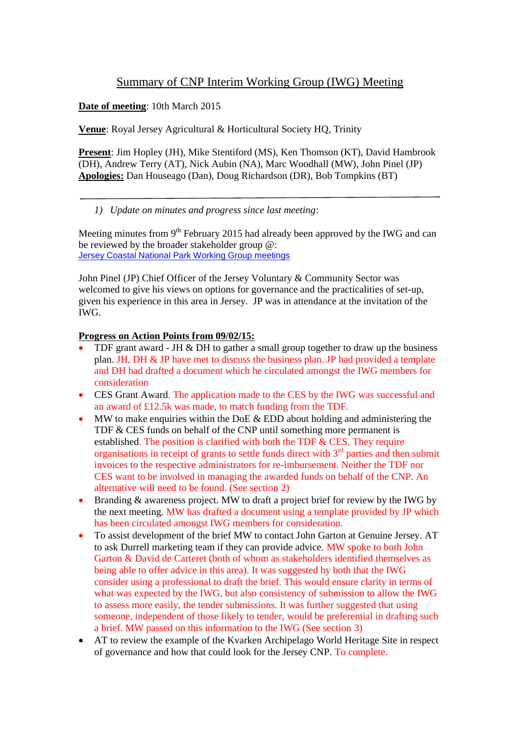# Summary of CNP Interim Working Group (IWG) Meeting

**Date of meeting**: 10th March 2015

**Venue**: Royal Jersey Agricultural & Horticultural Society HQ, Trinity

**Present**: Jim Hopley (JH), Mike Stentiford (MS), Ken Thomson (KT), David Hambrook (DH), Andrew Terry (AT), Nick Aubin (NA), Marc Woodhall (MW), John Pinel (JP)
**Apologies:** Dan Houseago (Dan), Doug Richardson (DR), Bob Tompkins (BT)

---

1) *Update on minutes and progress since last meeting*:

Meeting minutes from 9th February 2015 had already been approved by the IWG and can be reviewed by the broader stakeholder group @:
[Jersey Coastal National Park Working Group meetings]

John Pinel (JP) Chief Officer of the Jersey Voluntary & Community Sector was welcomed to give his views on options for governance and the practicalities of set-up, given his experience in this area in Jersey. JP was in attendance at the invitation of the IWG.

**Progress on Action Points from 09/02/15:**

- TDF grant award - JH & DH to gather a small group together to draw up the business plan. JH, DH & JP have met to discuss the business plan. JP had provided a template and DH had drafted a document which he circulated amongst the IWG members for consideration
- CES Grant Award. The application made to the CES by the IWG was successful and an award of £12.5k was made, to match funding from the TDF.
- MW to make enquiries within the DoE & EDD about holding and administering the TDF & CES funds on behalf of the CNP until something more permanent is established. The position is clarified with both the TDF & CES. They require organisations in receipt of grants to settle funds direct with 3rd parties and then submit invoices to the respective administrators for re-imbursement. Neither the TDF nor CES want to be involved in managing the awarded funds on behalf of the CNP. An alternative will need to be found. (See section 2)
- Branding & awareness project. MW to draft a project brief for review by the IWG by the next meeting. MW has drafted a document using a template provided by JP which has been circulated amongst IWG members for consideration.
- To assist development of the brief MW to contact John Garton at Genuine Jersey. AT to ask Durrell marketing team if they can provide advice. MW spoke to both John Garton & David de Carteret (both of whom as stakeholders identified themselves as being able to offer advice in this area). It was suggested by both that the IWG consider using a professional to draft the brief. This would ensure clarity in terms of what was expected by the IWG, but also consistency of submission to allow the IWG to assess more easily, the tender submissions. It was further suggested that using someone, independent of those likely to tender, would be preferential in drafting such a brief. MW passed on this information to the IWG (See section 3)
- AT to review the example of the Kvarken Archipelago World Heritage Site in respect of governance and how that could look for the Jersey CNP. To complete.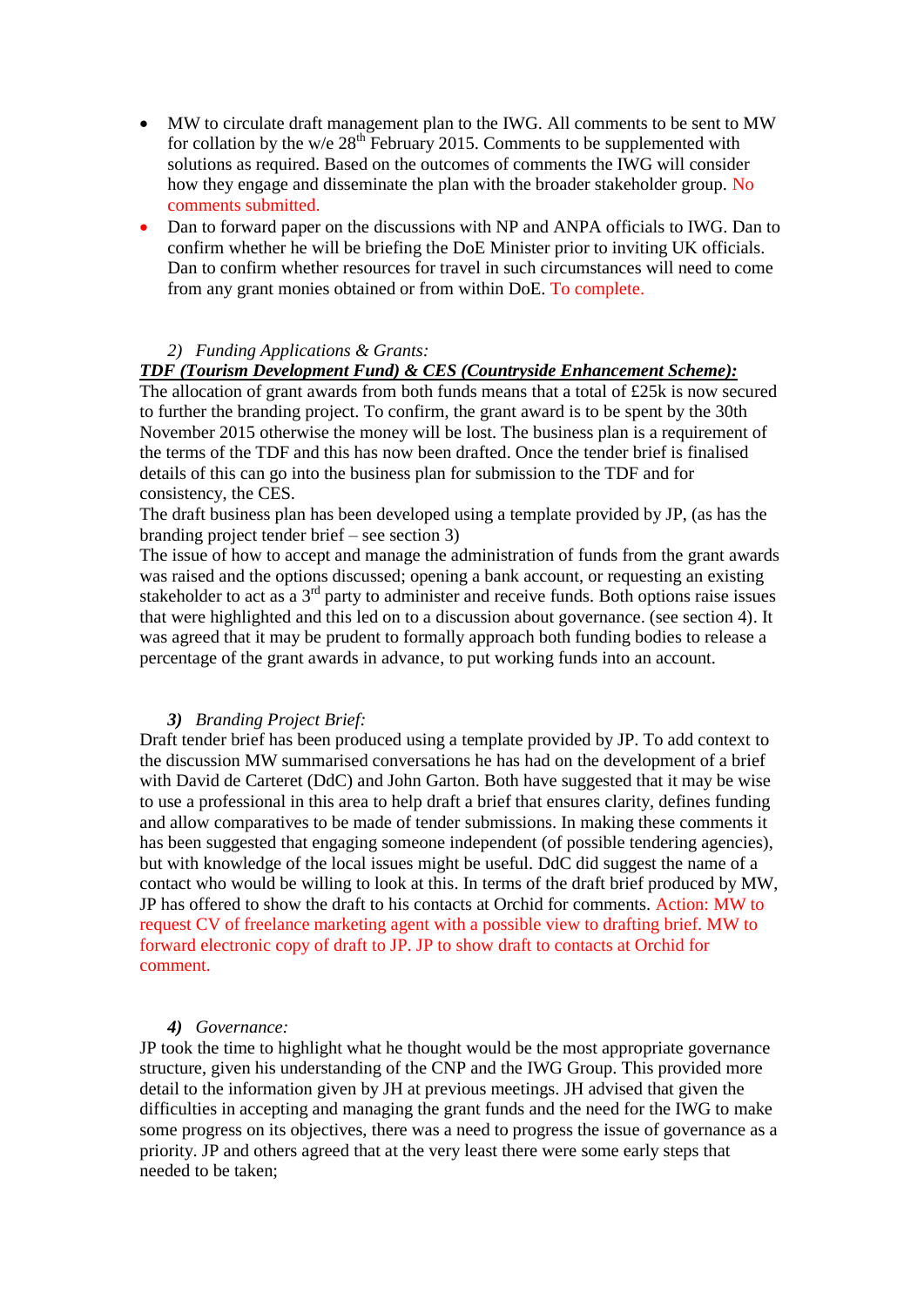- MW to circulate draft management plan to the IWG. All comments to be sent to MW for collation by the w/e 28th February 2015. Comments to be supplemented with solutions as required. Based on the outcomes of comments the IWG will consider how they engage and disseminate the plan with the broader stakeholder group. No comments submitted.
- Dan to forward paper on the discussions with NP and ANPA officials to IWG. Dan to confirm whether he will be briefing the DoE Minister prior to inviting UK officials. Dan to confirm whether resources for travel in such circumstances will need to come from any grant monies obtained or from within DoE. To complete.

2) *Funding Applications & Grants:*

***TDF (Tourism Development Fund) & CES (Countryside Enhancement Scheme):***

The allocation of grant awards from both funds means that a total of £25k is now secured to further the branding project. To confirm, the grant award is to be spent by the 30th November 2015 otherwise the money will be lost. The business plan is a requirement of the terms of the TDF and this has now been drafted. Once the tender brief is finalised details of this can go into the business plan for submission to the TDF and for consistency, the CES.

The draft business plan has been developed using a template provided by JP, (as has the branding project tender brief – see section 3)

The issue of how to accept and manage the administration of funds from the grant awards was raised and the options discussed; opening a bank account, or requesting an existing stakeholder to act as a 3rd party to administer and receive funds. Both options raise issues that were highlighted and this led on to a discussion about governance. (see section 4). It was agreed that it may be prudent to formally approach both funding bodies to release a percentage of the grant awards in advance, to put working funds into an account.

**3)** *Branding Project Brief:*

Draft tender brief has been produced using a template provided by JP. To add context to the discussion MW summarised conversations he has had on the development of a brief with David de Carteret (DdC) and John Garton. Both have suggested that it may be wise to use a professional in this area to help draft a brief that ensures clarity, defines funding and allow comparatives to be made of tender submissions. In making these comments it has been suggested that engaging someone independent (of possible tendering agencies), but with knowledge of the local issues might be useful. DdC did suggest the name of a contact who would be willing to look at this. In terms of the draft brief produced by MW, JP has offered to show the draft to his contacts at Orchid for comments. Action: MW to request CV of freelance marketing agent with a possible view to drafting brief. MW to forward electronic copy of draft to JP. JP to show draft to contacts at Orchid for comment.

**4)** *Governance:*

JP took the time to highlight what he thought would be the most appropriate governance structure, given his understanding of the CNP and the IWG Group. This provided more detail to the information given by JH at previous meetings. JH advised that given the difficulties in accepting and managing the grant funds and the need for the IWG to make some progress on its objectives, there was a need to progress the issue of governance as a priority. JP and others agreed that at the very least there were some early steps that needed to be taken;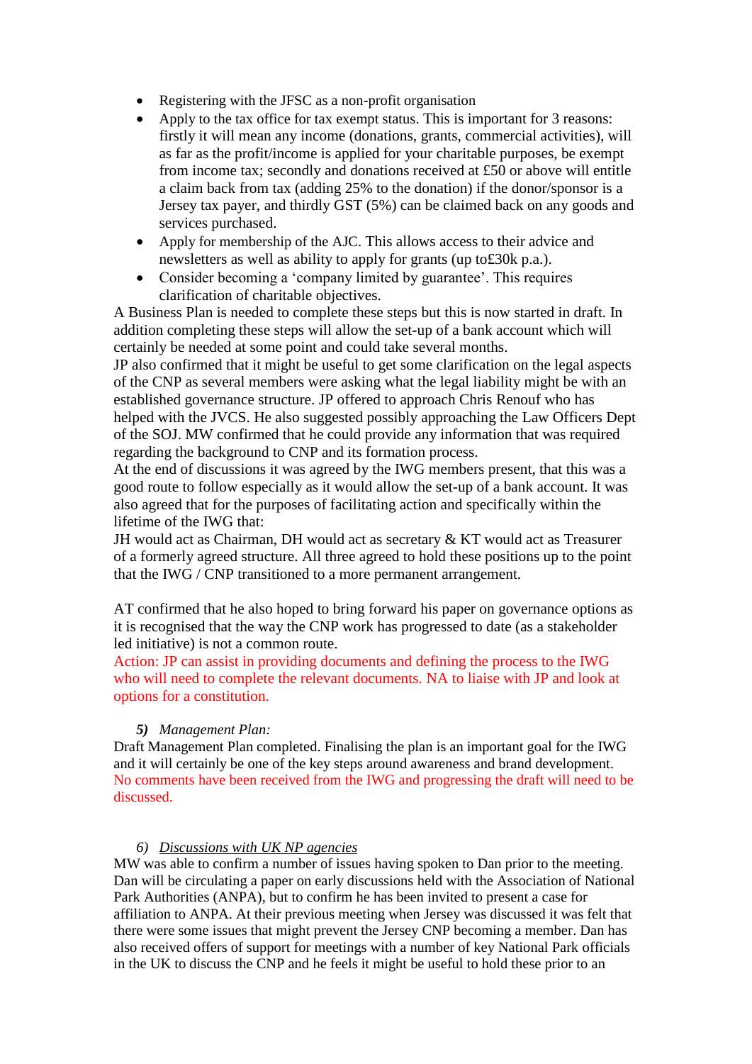- Registering with the JFSC as a non-profit organisation
- Apply to the tax office for tax exempt status. This is important for 3 reasons: firstly it will mean any income (donations, grants, commercial activities), will as far as the profit/income is applied for your charitable purposes, be exempt from income tax; secondly and donations received at £50 or above will entitle a claim back from tax (adding 25% to the donation) if the donor/sponsor is a Jersey tax payer, and thirdly GST (5%) can be claimed back on any goods and services purchased.
- Apply for membership of the AJC. This allows access to their advice and newsletters as well as ability to apply for grants (up to£30k p.a.).
- Consider becoming a 'company limited by guarantee'. This requires clarification of charitable objectives.

A Business Plan is needed to complete these steps but this is now started in draft. In addition completing these steps will allow the set-up of a bank account which will certainly be needed at some point and could take several months.

JP also confirmed that it might be useful to get some clarification on the legal aspects of the CNP as several members were asking what the legal liability might be with an established governance structure. JP offered to approach Chris Renouf who has helped with the JVCS. He also suggested possibly approaching the Law Officers Dept of the SOJ. MW confirmed that he could provide any information that was required regarding the background to CNP and its formation process.

At the end of discussions it was agreed by the IWG members present, that this was a good route to follow especially as it would allow the set-up of a bank account. It was also agreed that for the purposes of facilitating action and specifically within the lifetime of the IWG that:

JH would act as Chairman, DH would act as secretary & KT would act as Treasurer of a formerly agreed structure. All three agreed to hold these positions up to the point that the IWG / CNP transitioned to a more permanent arrangement.

AT confirmed that he also hoped to bring forward his paper on governance options as it is recognised that the way the CNP work has progressed to date (as a stakeholder led initiative) is not a common route.

Action: JP can assist in providing documents and defining the process to the IWG who will need to complete the relevant documents. NA to liaise with JP and look at options for a constitution.

5) *Management Plan:*

Draft Management Plan completed. Finalising the plan is an important goal for the IWG and it will certainly be one of the key steps around awareness and brand development. No comments have been received from the IWG and progressing the draft will need to be discussed.

6) Discussions with UK NP agencies

MW was able to confirm a number of issues having spoken to Dan prior to the meeting. Dan will be circulating a paper on early discussions held with the Association of National Park Authorities (ANPA), but to confirm he has been invited to present a case for affiliation to ANPA. At their previous meeting when Jersey was discussed it was felt that there were some issues that might prevent the Jersey CNP becoming a member. Dan has also received offers of support for meetings with a number of key National Park officials in the UK to discuss the CNP and he feels it might be useful to hold these prior to an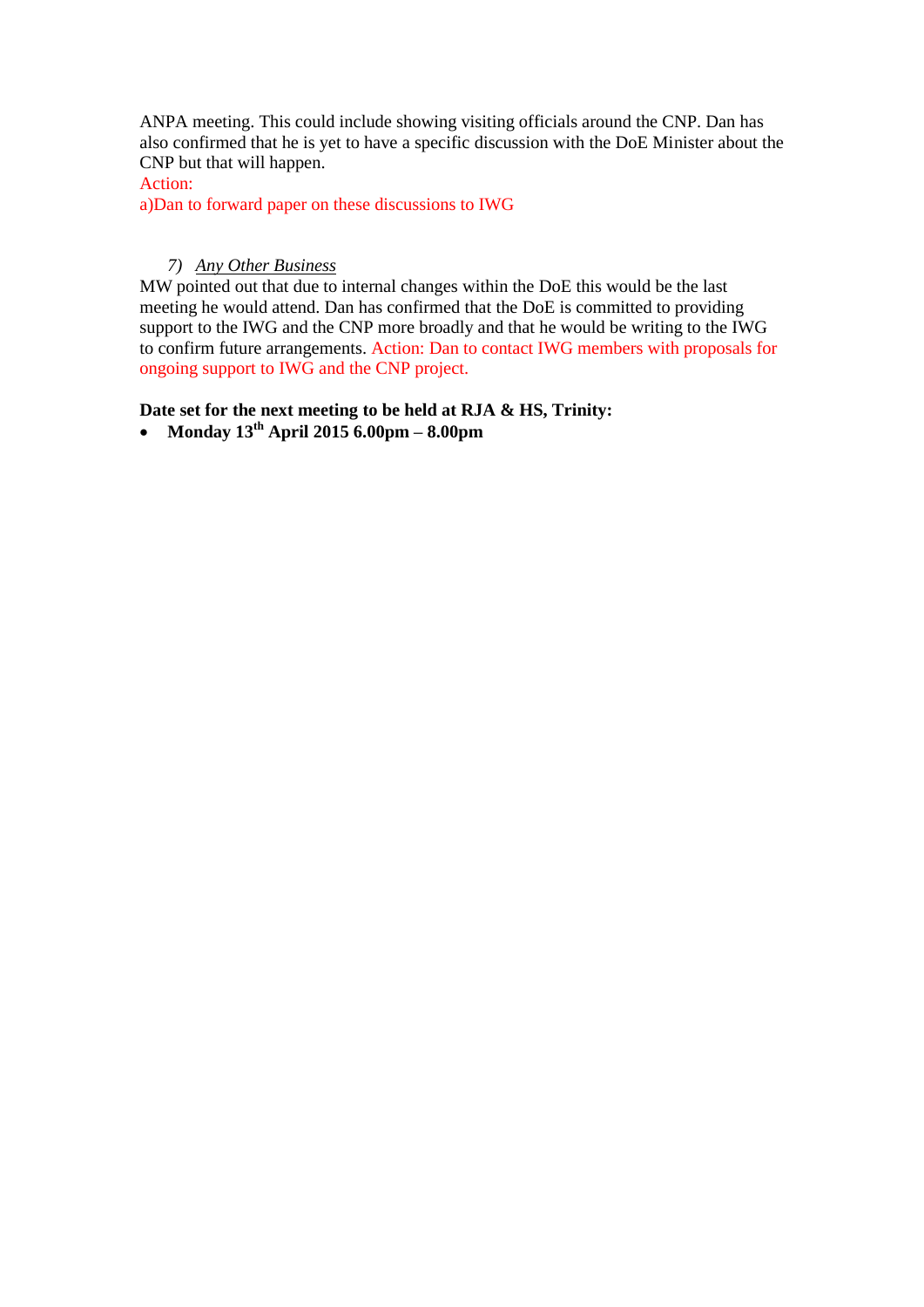ANPA meeting. This could include showing visiting officials around the CNP. Dan has also confirmed that he is yet to have a specific discussion with the DoE Minister about the CNP but that will happen.

Action:

a)Dan to forward paper on these discussions to IWG

7) *Any Other Business*

MW pointed out that due to internal changes within the DoE this would be the last meeting he would attend. Dan has confirmed that the DoE is committed to providing support to the IWG and the CNP more broadly and that he would be writing to the IWG to confirm future arrangements. Action: Dan to contact IWG members with proposals for ongoing support to IWG and the CNP project.

**Date set for the next meeting to be held at RJA & HS, Trinity:**

- **Monday 13th April 2015 6.00pm – 8.00pm**